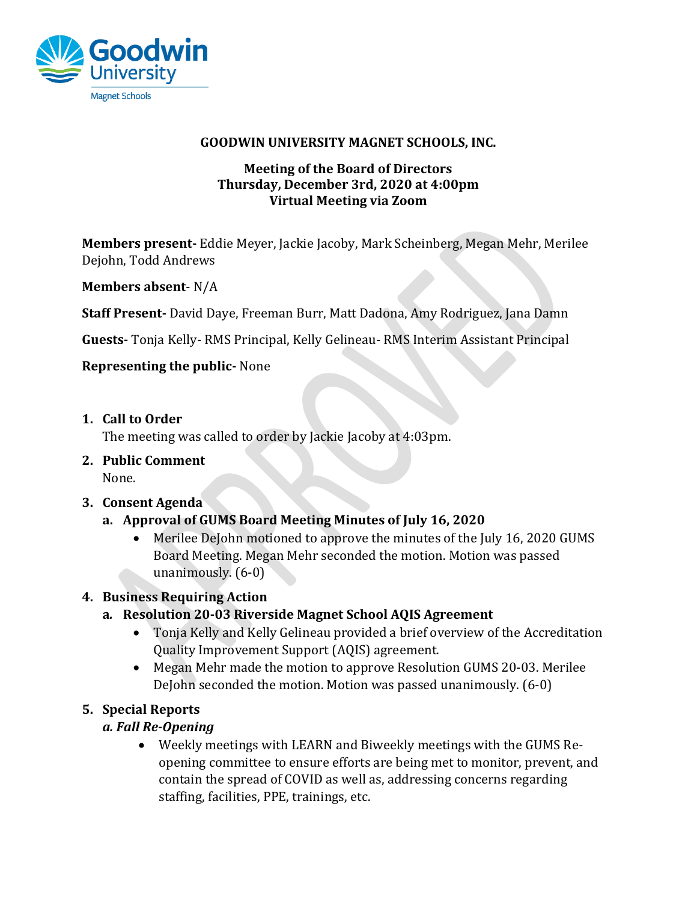**GOODWIN UNIVERSITY MAGNET SCHOOLS, INC.**

**Meeting of the Board of Directors**
**Thursday, December 3rd, 2020 at 4:00pm**
**Virtual Meeting via Zoom**

**Members present-** Eddie Meyer, Jackie Jacoby, Mark Scheinberg, Megan Mehr, Merilee Dejohn, Todd Andrews

**Members absent**- N/A

**Staff Present-** David Daye, Freeman Burr, Matt Dadona, Amy Rodriguez, Jana Damn

**Guests-** Tonja Kelly- RMS Principal, Kelly Gelineau- RMS Interim Assistant Principal

**Representing the public-** None

1. **Call to Order**
   The meeting was called to order by Jackie Jacoby at 4:03pm.
2. **Public Comment**
   None.
3. **Consent Agenda**
   a. **Approval of GUMS Board Meeting Minutes of July 16, 2020**
      - Merilee DeJohn motioned to approve the minutes of the July 16, 2020 GUMS Board Meeting. Megan Mehr seconded the motion. Motion was passed unanimously. (6-0)
4. **Business Requiring Action**
   a. **Resolution 20-03 Riverside Magnet School AQIS Agreement**
      - Tonja Kelly and Kelly Gelineau provided a brief overview of the Accreditation Quality Improvement Support (AQIS) agreement.
      - Megan Mehr made the motion to approve Resolution GUMS 20-03. Merilee DeJohn seconded the motion. Motion was passed unanimously. (6-0)
5. **Special Reports**
   ***a. Fall Re-Opening***
      - Weekly meetings with LEARN and Biweekly meetings with the GUMS Re-opening committee to ensure efforts are being met to monitor, prevent, and contain the spread of COVID as well as, addressing concerns regarding staffing, facilities, PPE, trainings, etc.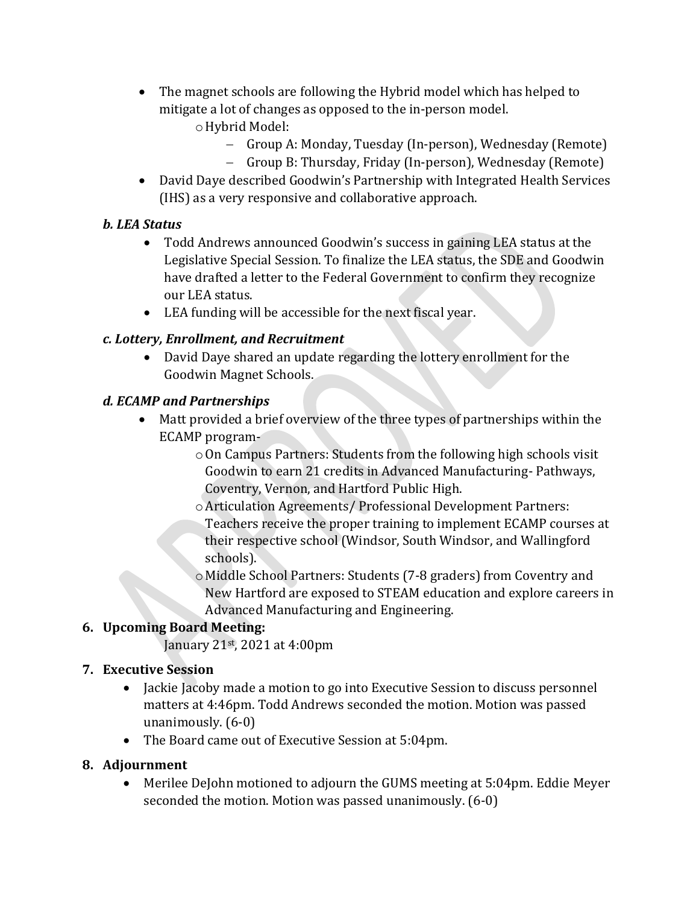- The magnet schools are following the Hybrid model which has helped to mitigate a lot of changes as opposed to the in-person model.
    - Hybrid Model:
        - Group A: Monday, Tuesday (In-person), Wednesday (Remote)
        - Group B: Thursday, Friday (In-person), Wednesday (Remote)
- David Daye described Goodwin's Partnership with Integrated Health Services (IHS) as a very responsive and collaborative approach.

### *b. LEA Status*

- Todd Andrews announced Goodwin's success in gaining LEA status at the Legislative Special Session. To finalize the LEA status, the SDE and Goodwin have drafted a letter to the Federal Government to confirm they recognize our LEA status.
- LEA funding will be accessible for the next fiscal year.

### *c. Lottery, Enrollment, and Recruitment*

- David Daye shared an update regarding the lottery enrollment for the Goodwin Magnet Schools.

### *d. ECAMP and Partnerships*

- Matt provided a brief overview of the three types of partnerships within the ECAMP program-
    - On Campus Partners: Students from the following high schools visit Goodwin to earn 21 credits in Advanced Manufacturing- Pathways, Coventry, Vernon, and Hartford Public High.
    - Articulation Agreements/ Professional Development Partners: Teachers receive the proper training to implement ECAMP courses at their respective school (Windsor, South Windsor, and Wallingford schools).
    - Middle School Partners: Students (7-8 graders) from Coventry and New Hartford are exposed to STEAM education and explore careers in Advanced Manufacturing and Engineering.

## 6. Upcoming Board Meeting:

January 21st, 2021 at 4:00pm

## 7. Executive Session

- Jackie Jacoby made a motion to go into Executive Session to discuss personnel matters at 4:46pm. Todd Andrews seconded the motion. Motion was passed unanimously. (6-0)
- The Board came out of Executive Session at 5:04pm.

## 8. Adjournment

- Merilee DeJohn motioned to adjourn the GUMS meeting at 5:04pm. Eddie Meyer seconded the motion. Motion was passed unanimously. (6-0)